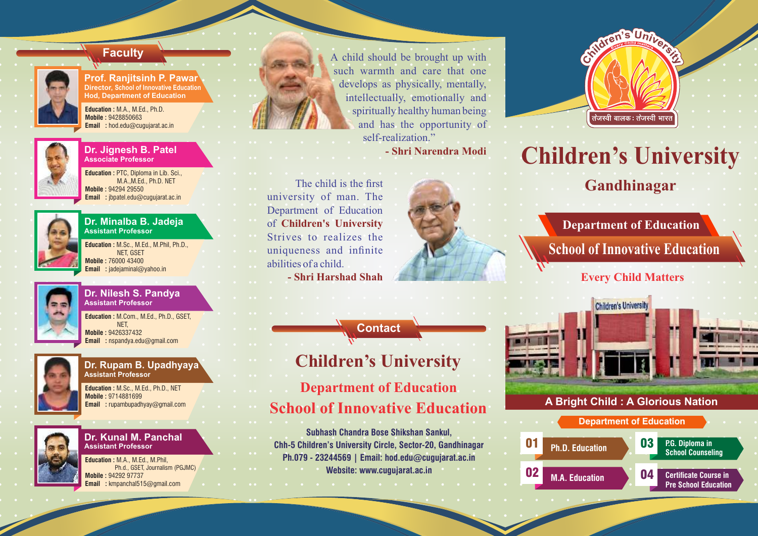## Faculty

**Prof. Ranjitsinh P. Pawar**
Director, School of Innovative Education
Hod, Department of Education

**Education :** M.A., M.Ed., Ph.D.
**Mobile :** 9428850663
**Email :** hod.edu@cugujarat.ac.in

**Dr. Jignesh B. Patel**
Associate Professor

**Education :** PTC, Diploma in Lib. Sci., M.A.,M.Ed., Ph.D. NET
**Mobile :** 94294 29550
**Email :** jbpatel.edu@cugujarat.ac.in

**Dr. Minalba B. Jadeja**
Assistant Professor

**Education :** M.Sc., M.Ed., M.Phil, Ph.D., NET, GSET
**Mobile :** 76000 43400
**Email :** jadejaminal@yahoo.in

**Dr. Nilesh S. Pandya**
Assistant Professor

**Education :** M.Com., M.Ed., Ph.D., GSET, NET,
**Mobile :** 9426337432
**Email :** nspandya.edu@gmail.com

**Dr. Rupam B. Upadhyaya**
Assistant Professor

**Education :** M.Sc., M.Ed., Ph.D., NET
**Mobile :** 9714881699
**Email :** rupambupadhyay@gmail.com

**Dr. Kunal M. Panchal**
Assistant Professor

**Education :** M.A., M.Ed., M.Phil, Ph.d., GSET, Journalism (PGJMC)
**Mobile :** 94292 97737
**Email :** kmpanchal515@gmail.com

---

"A child should be brought up with such warmth and care that one develops as physically, mentally, intellectually, emotionally and spiritually healthy human being and has the opportunity of self-realization."

**- Shri Narendra Modi**

The child is the first university of man. The Department of Education of **Children's University** Strives to realizes the uniqueness and infinite abilities of a child.

**- Shri Harshad Shah**

## Contact

# Children's University

## Department of Education

## School of Innovative Education

**Subhash Chandra Bose Shikshan Sankul,**
**Chh-5 Children's University Circle, Sector-20, Gandhinagar**
**Ph.079 - 23244569 | Email: hod.edu@cugujarat.ac.in**
**Website: www.cugujarat.ac.in**

---

Children's University
Every Child matters
तेजस्वी बालक : तेजस्वी भारत

# Children's University

## Gandhinagar

## Department of Education

## School of Innovative Education

**Every Child Matters**

Children's University

**A Bright Child : A Glorious Nation**

### Department of Education

01 Ph.D. Education

02 M.A. Education

03 P.G. Diploma in School Counseling

04 Certificate Course in Pre School Education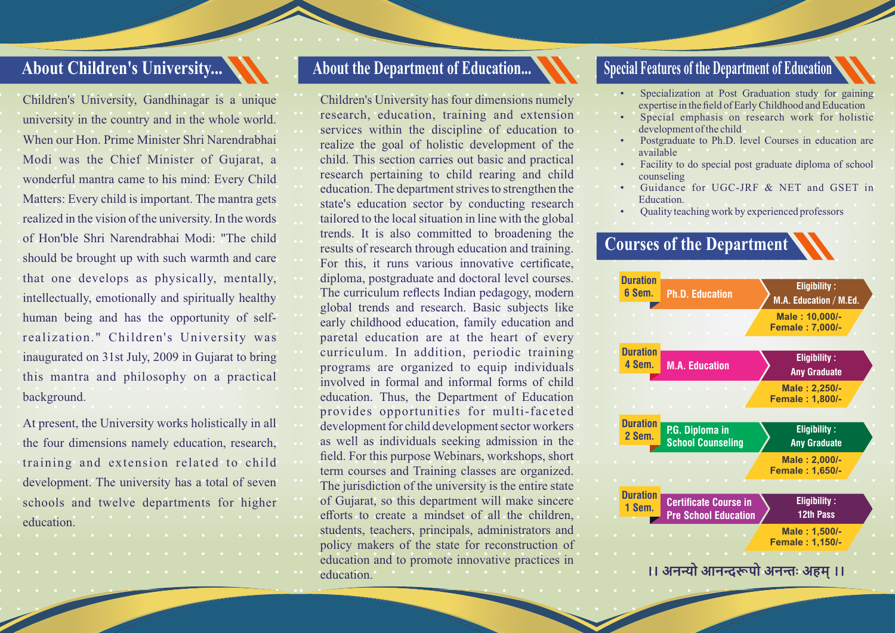## About Children's University...

Children's University, Gandhinagar is a unique university in the country and in the whole world. When our Hon. Prime Minister Shri Narendrabhai Modi was the Chief Minister of Gujarat, a wonderful mantra came to his mind: Every Child Matters: Every child is important. The mantra gets realized in the vision of the university. In the words of Hon'ble Shri Narendrabhai Modi: "The child should be brought up with such warmth and care that one develops as physically, mentally, intellectually, emotionally and spiritually healthy human being and has the opportunity of self-realization." Children's University was inaugurated on 31st July, 2009 in Gujarat to bring this mantra and philosophy on a practical background.

At present, the University works holistically in all the four dimensions namely education, research, training and extension related to child development. The university has a total of seven schools and twelve departments for higher education.

## About the Department of Education...

Children's University has four dimensions numely research, education, training and extension services within the discipline of education to realize the goal of holistic development of the child. This section carries out basic and practical research pertaining to child rearing and child education. The department strives to strengthen the state's education sector by conducting research tailored to the local situation in line with the global trends. It is also committed to broadening the results of research through education and training. For this, it runs various innovative certificate, diploma, postgraduate and doctoral level courses. The curriculum reflects Indian pedagogy, modern global trends and research. Basic subjects like early childhood education, family education and paretal education are at the heart of every curriculum. In addition, periodic training programs are organized to equip individuals involved in formal and informal forms of child education. Thus, the Department of Education provides opportunities for multi-faceted development for child development sector workers as well as individuals seeking admission in the field. For this purpose Webinars, workshops, short term courses and Training classes are organized. The jurisdiction of the university is the entire state of Gujarat, so this department will make sincere efforts to create a mindset of all the children, students, teachers, principals, administrators and policy makers of the state for reconstruction of education and to promote innovative practices in education.

## Special Features of the Department of Education

- Specialization at Post Graduation study for gaining expertise in the field of Early Childhood and Education
- Special emphasis on research work for holistic development of the child
- Postgraduate to Ph.D. level Courses in education are available
- Facility to do special post graduate diploma of school counseling
- Guidance for UGC-JRF & NET and GSET in Education.
- Quality teaching work by experienced professors

## Courses of the Department

| Duration | Course | Eligibility | Fees |
|---|---|---|---|
| 6 Sem. | Ph.D. Education | M.A. Education / M.Ed. | Male : 10,000/- Female : 7,000/- |
| 4 Sem. | M.A. Education | Any Graduate | Male : 2,250/- Female : 1,800/- |
| 2 Sem. | P.G. Diploma in School Counseling | Any Graduate | Male : 2,000/- Female : 1,650/- |
| 1 Sem. | Certificate Course in Pre School Education | 12th Pass | Male : 1,500/- Female : 1,150/- |

।। अनन्यो आनन्दरूपो अनन्तः अहम् ।।